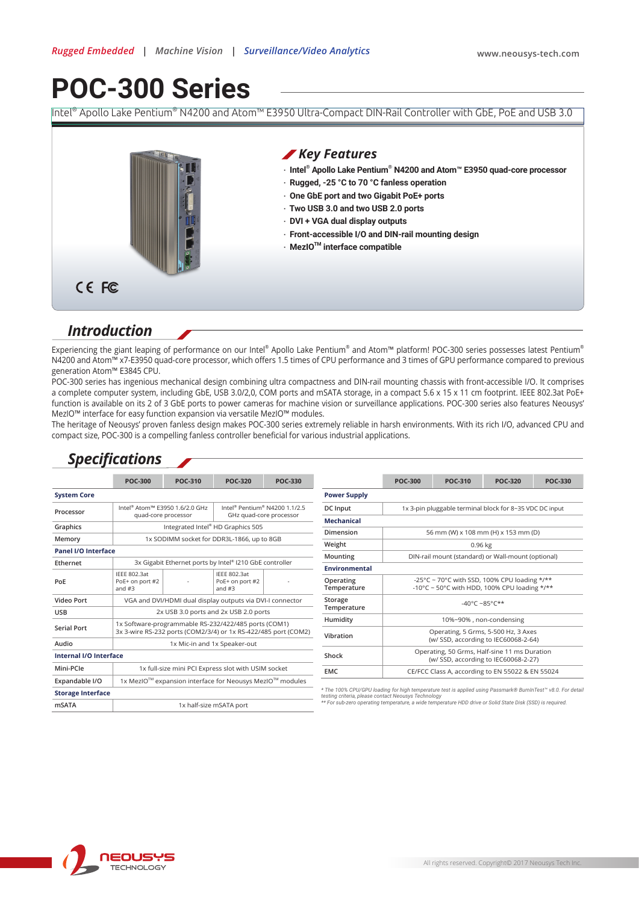Rugged Embedded | Machine Vision | Surveillance/Video Analytics

www.neousys-tech.com

# POC-300 Series

Intel® Apollo Lake Pentium® N4200 and Atom™ E3950 Ultra-Compact DIN-Rail Controller with GbE, PoE and USB 3.0

## Key Features

- Intel® Apollo Lake Pentium® N4200 and Atom™ E3950 quad-core processor
- Rugged, -25 °C to 70 °C fanless operation
- One GbE port and two Gigabit PoE+ ports
- Two USB 3.0 and two USB 2.0 ports
- DVI + VGA dual display outputs
- Front-accessible I/O and DIN-rail mounting design
- MezIO™ interface compatible

## Introduction

Experiencing the giant leaping of performance on our Intel® Apollo Lake Pentium® and Atom™ platform! POC-300 series possesses latest Pentium® N4200 and Atom™ x7-E3950 quad-core processor, which offers 1.5 times of CPU performance and 3 times of GPU performance compared to previous generation Atom™ E3845 CPU.

POC-300 series has ingenious mechanical design combining ultra compactness and DIN-rail mounting chassis with front-accessible I/O. It comprises a complete computer system, including GbE, USB 3.0/2,0, COM ports and mSATA storage, in a compact 5.6 x 15 x 11 cm footprint. IEEE 802.3at PoE+ function is available on its 2 of 3 GbE ports to power cameras for machine vision or surveillance applications. POC-300 series also features Neousys' MezIO™ interface for easy function expansion via versatile MezIO™ modules.

The heritage of Neousys' proven fanless design makes POC-300 series extremely reliable in harsh environments. With its rich I/O, advanced CPU and compact size, POC-300 is a compelling fanless controller beneficial for various industrial applications.

## Specifications

| | POC-300 | POC-310 | POC-320 | POC-330 |
|---|---|---|---|---|
| **System Core** | | | | |
| Processor | Intel® Atom™ E3950 1.6/2.0 GHz quad-core processor | | Intel® Pentium® N4200 1.1/2.5 GHz quad-core processor | |
| Graphics | Integrated Intel® HD Graphics 505 | | | |
| Memory | 1x SODIMM socket for DDR3L-1866, up to 8GB | | | |
| **Panel I/O Interface** | | | | |
| Ethernet | 3x Gigabit Ethernet ports by Intel® I210 GbE controller | | | |
| PoE | IEEE 802.3at PoE+ on port #2 and #3 | - | IEEE 802.3at PoE+ on port #2 and #3 | - |
| Video Port | VGA and DVI/HDMI dual display outputs via DVI-I connector | | | |
| USB | 2x USB 3.0 ports and 2x USB 2.0 ports | | | |
| Serial Port | 1x Software-programmable RS-232/422/485 ports (COM1)<br>3x 3-wire RS-232 ports (COM2/3/4) or 1x RS-422/485 port (COM2) | | | |
| Audio | 1x Mic-in and 1x Speaker-out | | | |
| **Internal I/O Interface** | | | | |
| Mini-PCIe | 1x full-size mini PCI Express slot with USIM socket | | | |
| Expandable I/O | 1x MezIO™ expansion interface for Neousys MezIO™ modules | | | |
| **Storage Interface** | | | | |
| mSATA | 1x half-size mSATA port | | | |

| | POC-300 | POC-310 | POC-320 | POC-330 |
|---|---|---|---|---|
| **Power Supply** | | | | |
| DC Input | 1x 3-pin pluggable terminal block for 8~35 VDC DC input | | | |
| **Mechanical** | | | | |
| Dimension | 56 mm (W) x 108 mm (H) x 153 mm (D) | | | |
| Weight | 0.96 kg | | | |
| Mounting | DIN-rail mount (standard) or Wall-mount (optional) | | | |
| **Environmental** | | | | |
| Operating Temperature | -25°C ~ 70°C with SSD, 100% CPU loading */**<br>-10°C ~ 50°C with HDD, 100% CPU loading */** | | | |
| Storage Temperature | -40°C ~85°C** | | | |
| Humidity | 10%~90% , non-condensing | | | |
| Vibration | Operating, 5 Grms, 5-500 Hz, 3 Axes (w/ SSD, according to IEC60068-2-64) | | | |
| Shock | Operating, 50 Grms, Half-sine 11 ms Duration (w/ SSD, according to IEC60068-2-27) | | | |
| EMC | CE/FCC Class A, according to EN 55022 & EN 55024 | | | |

*\* The 100% CPU/GPU loading for high temperature test is applied using Passmark® BurnInTest™ v8.0. For detail testing criteria, please contact Neousys Technology*
*\*\* For sub-zero operating temperature, a wide temperature HDD drive or Solid State Disk (SSD) is required.*

All rights reserved. Copyright© 2017 Neousys Tech Inc.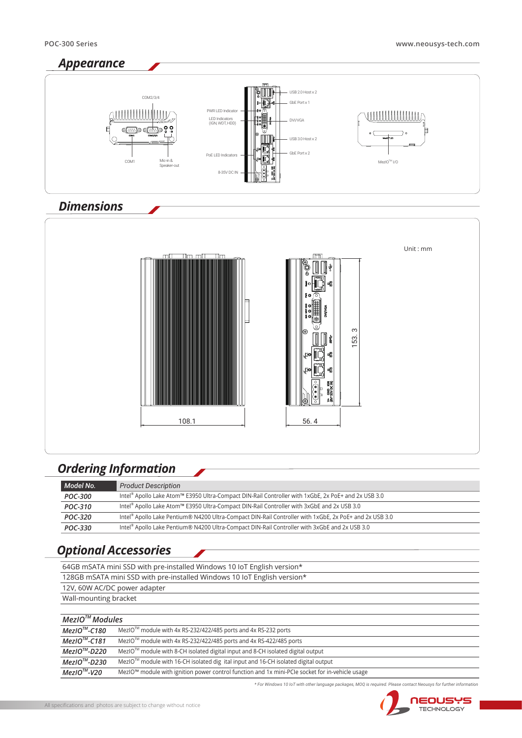## Appearance

COM2/3/4

COM1

Mic-in & Speaker-out

PWR LED Indicator

LED Indicators (IGN, WDT, HDD)

PoE LED Indicators

8-35V DC IN

USB 2.0 Host x 2

GbE Port x 1

DVI/VGA

USB 3.0 Host x 2

GbE Port x 2

MezIO™ I/O

## Dimensions

Unit : mm

108.1

56. 4

153. 3

## Ordering Information

| Model No. | Product Description |
|---|---|
| ***POC-300*** | Intel® Apollo Lake Atom™ E3950 Ultra-Compact DIN-Rail Controller with 1xGbE, 2x PoE+ and 2x USB 3.0 |
| ***POC-310*** | Intel® Apollo Lake Atom™ E3950 Ultra-Compact DIN-Rail Controller with 3xGbE and 2x USB 3.0 |
| ***POC-320*** | Intel® Apollo Lake Pentium® N4200 Ultra-Compact DIN-Rail Controller with 1xGbE, 2x PoE+ and 2x USB 3.0 |
| ***POC-330*** | Intel® Apollo Lake Pentium® N4200 Ultra-Compact DIN-Rail Controller with 3xGbE and 2x USB 3.0 |

## Optional Accessories

| |
|---|
| 64GB mSATA mini SSD with pre-installed Windows 10 IoT English version* |
| 128GB mSATA mini SSD with pre-installed Windows 10 IoT English version* |
| 12V, 60W AC/DC power adapter |
| Wall-mounting bracket |

| ***MezIO™ Modules*** | |
|---|---|
| ***MezIO™-C180*** | MezIO™ module with 4x RS-232/422/485 ports and 4x RS-232 ports |
| ***MezIO™-C181*** | MezIO™ module with 4x RS-232/422/485 ports and 4x RS-422/485 ports |
| ***MezIO™-D220*** | MezIO™ module with 8-CH isolated digital input and 8-CH isolated digital output |
| ***MezIO™-D230*** | MezIO™ module with 16-CH isolated dig ital input and 16-CH isolated digital output |
| ***MezIO™-V20*** | MezIO™ module with ignition power control function and 1x mini-PCIe socket for in-vehicle usage |

*\* For Windows 10 IoT with other language packages, MOQ is required. Please contact Neousys for further information*

All specifications and photos are subject to change without notice

NEOUSYS TECHNOLOGY